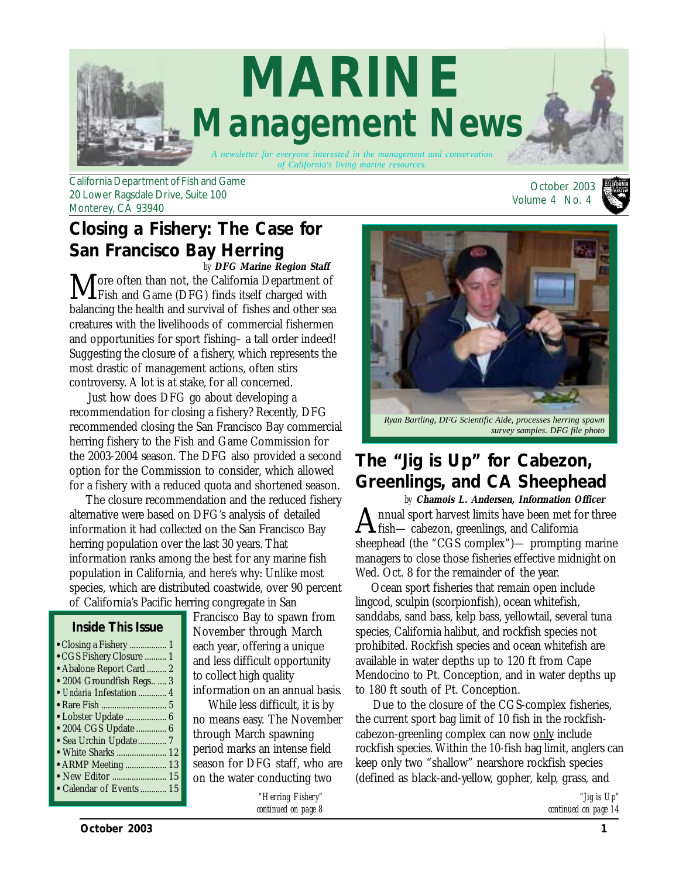# MARINE Management News

*A newsletter for everyone interested in the management and conservation of California's living marine resources.*

California Department of Fish and Game
20 Lower Ragsdale Drive, Suite 100
Monterey, CA 93940

October 2003
Volume 4 No. 4

## Closing a Fishery: The Case for San Francisco Bay Herring

*by* ***DFG Marine Region Staff***

More often than not, the California Department of Fish and Game (DFG) finds itself charged with balancing the health and survival of fishes and other sea creatures with the livelihoods of commercial fishermen and opportunities for sport fishing– a tall order indeed! Suggesting the closure of a fishery, which represents the most drastic of management actions, often stirs controversy. A lot is at stake, for all concerned.

Just how does DFG go about developing a recommendation for closing a fishery? Recently, DFG recommended closing the San Francisco Bay commercial herring fishery to the Fish and Game Commission for the 2003-2004 season. The DFG also provided a second option for the Commission to consider, which allowed for a fishery with a reduced quota and shortened season.

The closure recommendation and the reduced fishery alternative were based on DFG's analysis of detailed information it had collected on the San Francisco Bay herring population over the last 30 years. That information ranks among the best for any marine fish population in California, and here's why: Unlike most species, which are distributed coastwide, over 90 percent of California's Pacific herring congregate in San Francisco Bay to spawn from November through March each year, offering a unique and less difficult opportunity to collect high quality information on an annual basis.

While less difficult, it is by no means easy. The November through March spawning period marks an intense field season for DFG staff, who are on the water conducting two

*"Herring Fishery" continued on page 8*

### Inside This Issue

- Closing a Fishery ................ 1
- CGS Fishery Closure .......... 1
- Abalone Report Card ......... 2
- 2004 Groundfish Regs.. .... 3
- *Undaria* Infestation ............. 4
- Rare Fish ............................. 5
- Lobster Update ................... 6
- 2004 CGS Update .............. 6
- Sea Urchin Update............. 7
- White Sharks ....................... 12
- ARMP Meeting ................... 13
- New Editor ......................... 15
- Calendar of Events ............ 15

*Ryan Bartling, DFG Scientific Aide, processes herring spawn survey samples. DFG file photo*

## The "Jig is Up" for Cabezon, Greenlings, and CA Sheephead

*by* ***Chamois L. Andersen, Information Officer***

Annual sport harvest limits have been met for three fish— cabezon, greenlings, and California sheephead (the "CGS complex")— prompting marine managers to close those fisheries effective midnight on Wed. Oct. 8 for the remainder of the year.

Ocean sport fisheries that remain open include lingcod, sculpin (scorpionfish), ocean whitefish, sanddabs, sand bass, kelp bass, yellowtail, several tuna species, California halibut, and rockfish species not prohibited. Rockfish species and ocean whitefish are available in water depths up to 120 ft from Cape Mendocino to Pt. Conception, and in water depths up to 180 ft south of Pt. Conception.

Due to the closure of the CGS-complex fisheries, the current sport bag limit of 10 fish in the rockfish-cabezon-greenling complex can now only include rockfish species. Within the 10-fish bag limit, anglers can keep only two "shallow" nearshore rockfish species (defined as black-and-yellow, gopher, kelp, grass, and

*"Jig is Up" continued on page 14*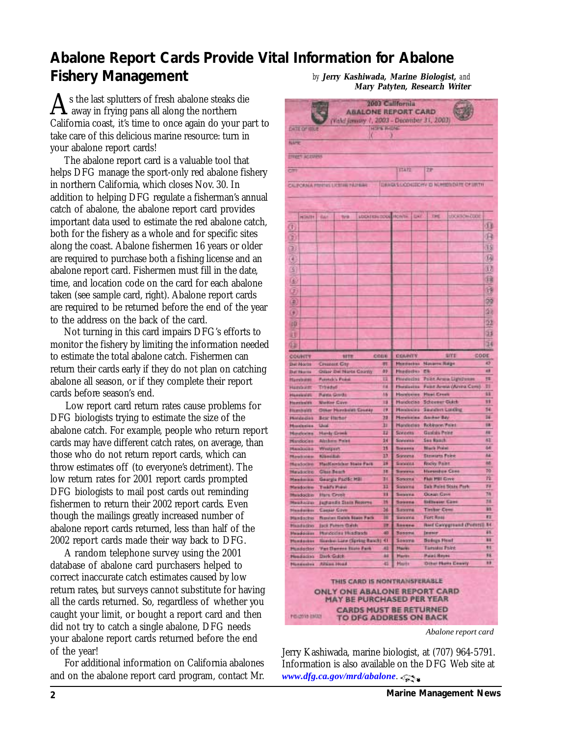# Abalone Report Cards Provide Vital Information for Abalone Fishery Management

*by* ***Jerry Kashiwada, Marine Biologist,*** *and* ***Mary Patyten, Research Writer***

As the last splutters of fresh abalone steaks die away in frying pans all along the northern California coast, it's time to once again do your part to take care of this delicious marine resource: turn in your abalone report cards!

The abalone report card is a valuable tool that helps DFG manage the sport-only red abalone fishery in northern California, which closes Nov. 30. In addition to helping DFG regulate a fisherman's annual catch of abalone, the abalone report card provides important data used to estimate the red abalone catch, both for the fishery as a whole and for specific sites along the coast. Abalone fishermen 16 years or older are required to purchase both a fishing license and an abalone report card. Fishermen must fill in the date, time, and location code on the card for each abalone taken (see sample card, right). Abalone report cards are required to be returned before the end of the year to the address on the back of the card.

Not turning in this card impairs DFG's efforts to monitor the fishery by limiting the information needed to estimate the total abalone catch. Fishermen can return their cards early if they do not plan on catching abalone all season, or if they complete their report cards before season's end.

Low report card return rates cause problems for DFG biologists trying to estimate the size of the abalone catch. For example, people who return report cards may have different catch rates, on average, than those who do not return report cards, which can throw estimates off (to everyone's detriment). The low return rates for 2001 report cards prompted DFG biologists to mail post cards out reminding fishermen to return their 2002 report cards. Even though the mailings greatly increased number of abalone report cards returned, less than half of the 2002 report cards made their way back to DFG.

A random telephone survey using the 2001 database of abalone card purchasers helped to correct inaccurate catch estimates caused by low return rates, but surveys cannot substitute for having all the cards returned. So, regardless of whether you caught your limit, or bought a report card and then did not try to catch a single abalone, DFG needs your abalone report cards returned before the end of the year!

For additional information on California abalones and on the abalone report card program, contact Mr. Jerry Kashiwada, marine biologist, at (707) 964-5791. Information is also available on the DFG Web site at ***www.dfg.ca.gov/mrd/abalone***.

*Abalone report card*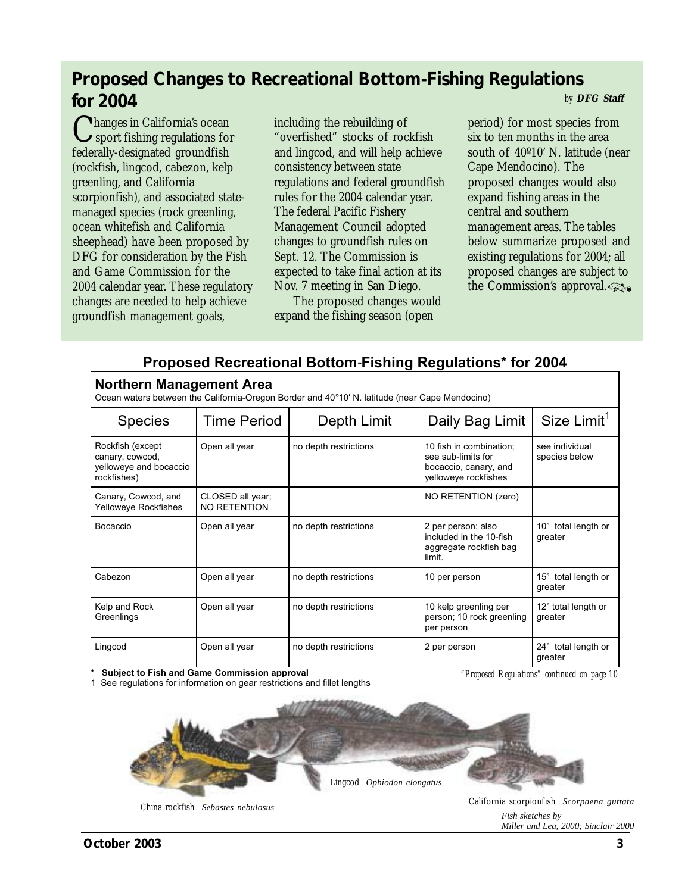# Proposed Changes to Recreational Bottom-Fishing Regulations for 2004

*by* ***DFG Staff***

Changes in California's ocean sport fishing regulations for federally-designated groundfish (rockfish, lingcod, cabezon, kelp greenling, and California scorpionfish), and associated state-managed species (rock greenling, ocean whitefish and California sheephead) have been proposed by DFG for consideration by the Fish and Game Commission for the 2004 calendar year. These regulatory changes are needed to help achieve groundfish management goals, including the rebuilding of "overfished" stocks of rockfish and lingcod, and will help achieve consistency between state regulations and federal groundfish rules for the 2004 calendar year. The federal Pacific Fishery Management Council adopted changes to groundfish rules on Sept. 12. The Commission is expected to take final action at its Nov. 7 meeting in San Diego.

The proposed changes would expand the fishing season (open period) for most species from six to ten months in the area south of 40º10' N. latitude (near Cape Mendocino). The proposed changes would also expand fishing areas in the central and southern management areas. The tables below summarize proposed and existing regulations for 2004; all proposed changes are subject to the Commission's approval.

## Proposed Recreational Bottom-Fishing Regulations* for 2004

### Northern Management Area

Ocean waters between the California-Oregon Border and 40°10' N. latitude (near Cape Mendocino)

| Species | Time Period | Depth Limit | Daily Bag Limit | Size Limit[1] |
|---|---|---|---|---|
| Rockfish (except canary, cowcod, yelloweye and bocaccio rockfishes) | Open all year | no depth restrictions | 10 fish in combination; see sub-limits for bocaccio, canary, and yelloweye rockfishes | see individual species below |
| Canary, Cowcod, and Yelloweye Rockfishes | CLOSED all year; NO RETENTION | | NO RETENTION (zero) | |
| Bocaccio | Open all year | no depth restrictions | 2 per person; also included in the 10-fish aggregate rockfish bag limit. | 10" total length or greater |
| Cabezon | Open all year | no depth restrictions | 10 per person | 15" total length or greater |
| Kelp and Rock Greenlings | Open all year | no depth restrictions | 10 kelp greenling per person; 10 rock greenling per person | 12" total length or greater |
| Lingcod | Open all year | no depth restrictions | 2 per person | 24" total length or greater |

**\* Subject to Fish and Game Commission approval**

1 See regulations for information on gear restrictions and fillet lengths

*"Proposed Regulations" continued on page 10*

China rockfish *Sebastes nebulosus*

Lingcod *Ophiodon elongatus*

California scorpionfish *Scorpaena guttata*

*Fish sketches by Miller and Lea, 2000; Sinclair 2000*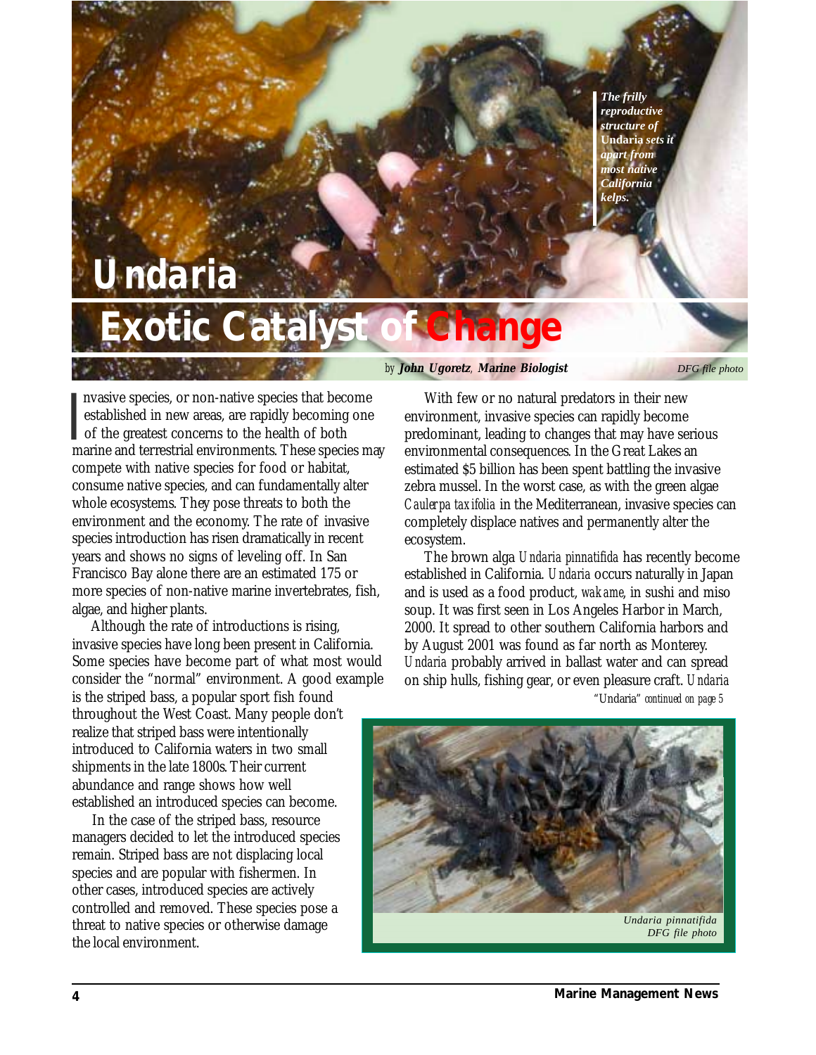# Undaria

## Exotic Catalyst of Change

*The frilly reproductive structure of* **Undaria** *sets it apart from most native California kelps.*

*DFG file photo*

*by* ***John Ugoretz, Marine Biologist***

Invasive species, or non-native species that become established in new areas, are rapidly becoming one of the greatest concerns to the health of both marine and terrestrial environments. These species may compete with native species for food or habitat, consume native species, and can fundamentally alter whole ecosystems. They pose threats to both the environment and the economy. The rate of invasive species introduction has risen dramatically in recent years and shows no signs of leveling off. In San Francisco Bay alone there are an estimated 175 or more species of non-native marine invertebrates, fish, algae, and higher plants.

Although the rate of introductions is rising, invasive species have long been present in California. Some species have become part of what most would consider the "normal" environment. A good example is the striped bass, a popular sport fish found throughout the West Coast. Many people don't realize that striped bass were intentionally introduced to California waters in two small shipments in the late 1800s. Their current abundance and range shows how well established an introduced species can become.

In the case of the striped bass, resource managers decided to let the introduced species remain. Striped bass are not displacing local species and are popular with fishermen. In other cases, introduced species are actively controlled and removed. These species pose a threat to native species or otherwise damage the local environment.

With few or no natural predators in their new environment, invasive species can rapidly become predominant, leading to changes that may have serious environmental consequences. In the Great Lakes an estimated $5 billion has been spent battling the invasive zebra mussel. In the worst case, as with the green algae *Caulerpa taxifolia* in the Mediterranean, invasive species can completely displace natives and permanently alter the ecosystem.

The brown alga *Undaria pinnatifida* has recently become established in California. *Undaria* occurs naturally in Japan and is used as a food product, *wakame*, in sushi and miso soup. It was first seen in Los Angeles Harbor in March, 2000. It spread to other southern California harbors and by August 2001 was found as far north as Monterey. *Undaria* probably arrived in ballast water and can spread on ship hulls, fishing gear, or even pleasure craft. *Undaria*

"Undaria" *continued on page 5*

*Undaria pinnatifida*
*DFG file photo*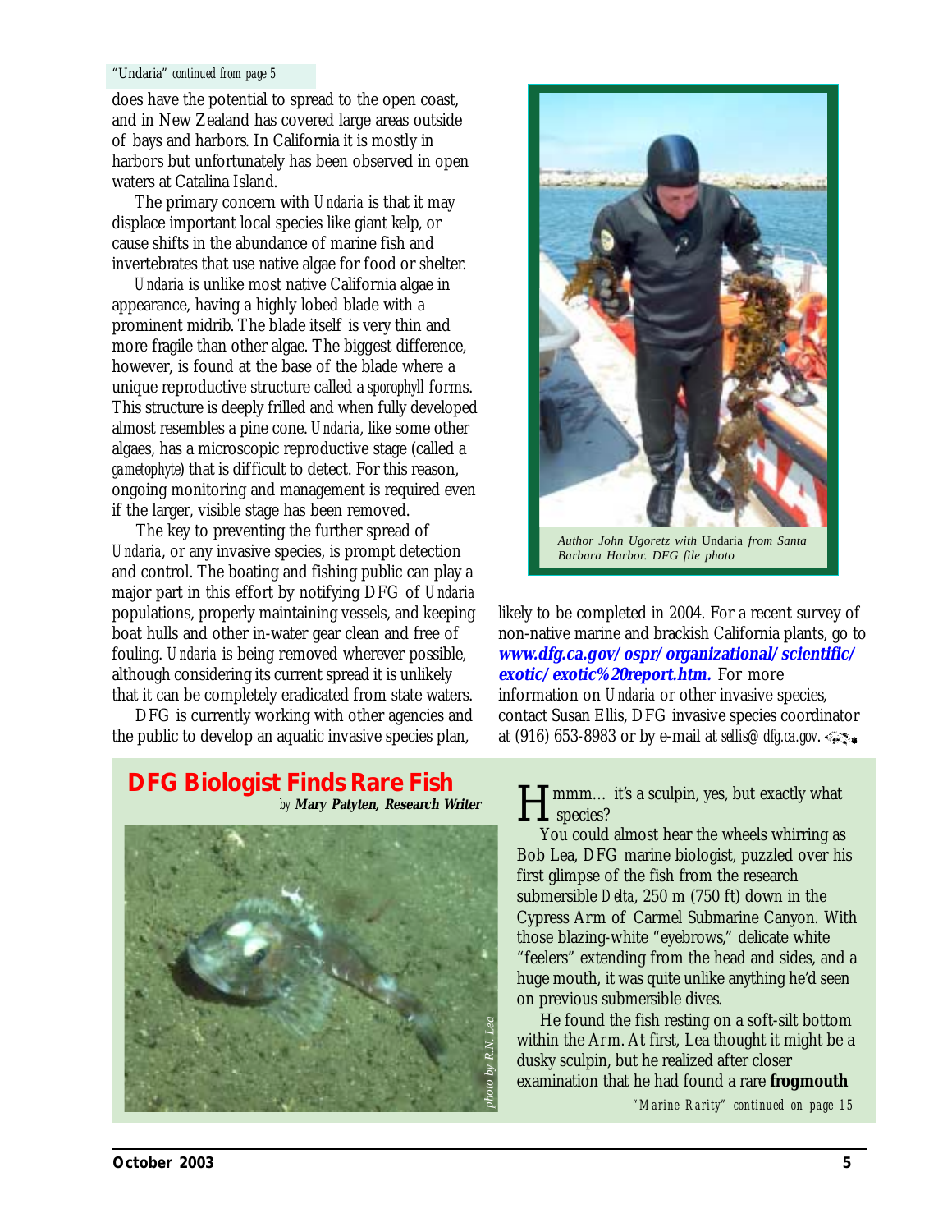*"Undaria" continued from page 5*

does have the potential to spread to the open coast, and in New Zealand has covered large areas outside of bays and harbors. In California it is mostly in harbors but unfortunately has been observed in open waters at Catalina Island.

The primary concern with *Undaria* is that it may displace important local species like giant kelp, or cause shifts in the abundance of marine fish and invertebrates that use native algae for food or shelter.

*Undaria* is unlike most native California algae in appearance, having a highly lobed blade with a prominent midrib. The blade itself is very thin and more fragile than other algae. The biggest difference, however, is found at the base of the blade where a unique reproductive structure called a *sporophyll* forms. This structure is deeply frilled and when fully developed almost resembles a pine cone. *Undaria*, like some other algaes, has a microscopic reproductive stage (called a *gametophyte*) that is difficult to detect. For this reason, ongoing monitoring and management is required even if the larger, visible stage has been removed.

The key to preventing the further spread of *Undaria*, or any invasive species, is prompt detection and control. The boating and fishing public can play a major part in this effort by notifying DFG of *Undaria* populations, properly maintaining vessels, and keeping boat hulls and other in-water gear clean and free of fouling. *Undaria* is being removed wherever possible, although considering its current spread it is unlikely that it can be completely eradicated from state waters.

DFG is currently working with other agencies and the public to develop an aquatic invasive species plan, likely to be completed in 2004. For a recent survey of non-native marine and brackish California plants, go to **www.dfg.ca.gov/ospr/organizational/scientific/exotic/exotic%20report.htm.** For more information on *Undaria* or other invasive species, contact Susan Ellis, DFG invasive species coordinator at (916) 653-8983 or by e-mail at sellis@dfg.ca.gov.

*Author John Ugoretz with Undaria from Santa Barbara Harbor. DFG file photo*

## DFG Biologist Finds Rare Fish

by ***Mary Patyten, Research Writer***

*photo by R.N. Lea*

Hmmm… it's a sculpin, yes, but exactly what species?

You could almost hear the wheels whirring as Bob Lea, DFG marine biologist, puzzled over his first glimpse of the fish from the research submersible *Delta*, 250 m (750 ft) down in the Cypress Arm of Carmel Submarine Canyon. With those blazing-white "eyebrows," delicate white "feelers" extending from the head and sides, and a huge mouth, it was quite unlike anything he'd seen on previous submersible dives.

He found the fish resting on a soft-silt bottom within the Arm. At first, Lea thought it might be a dusky sculpin, but he realized after closer examination that he had found a rare **frogmouth**

*"Marine Rarity" continued on page 15*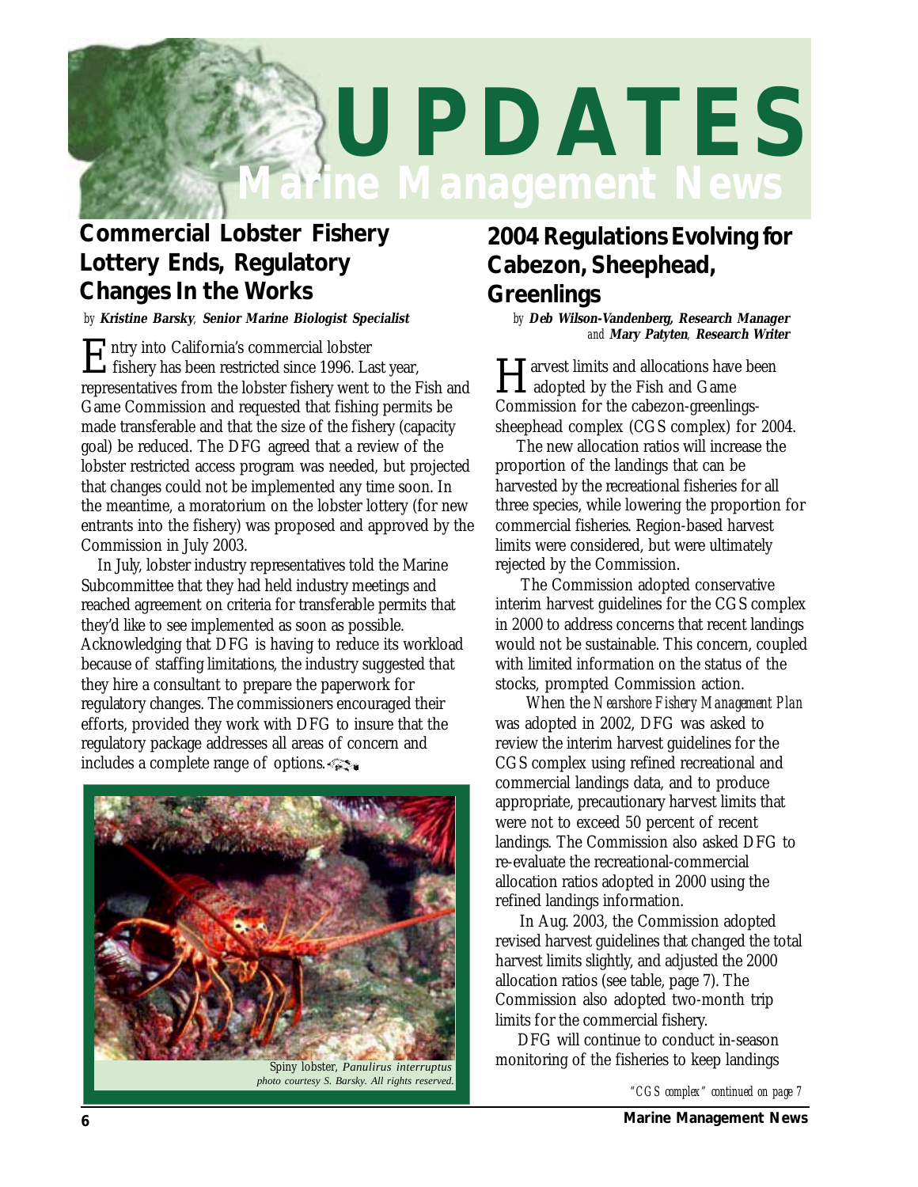# UPDATES

## Marine Management News

## Commercial Lobster Fishery Lottery Ends, Regulatory Changes In the Works

*by* **Kristine Barsky**, **Senior Marine Biologist Specialist**

Entry into California's commercial lobster fishery has been restricted since 1996. Last year, representatives from the lobster fishery went to the Fish and Game Commission and requested that fishing permits be made transferable and that the size of the fishery (capacity goal) be reduced. The DFG agreed that a review of the lobster restricted access program was needed, but projected that changes could not be implemented any time soon. In the meantime, a moratorium on the lobster lottery (for new entrants into the fishery) was proposed and approved by the Commission in July 2003.

In July, lobster industry representatives told the Marine Subcommittee that they had held industry meetings and reached agreement on criteria for transferable permits that they'd like to see implemented as soon as possible. Acknowledging that DFG is having to reduce its workload because of staffing limitations, the industry suggested that they hire a consultant to prepare the paperwork for regulatory changes. The commissioners encouraged their efforts, provided they work with DFG to insure that the regulatory package addresses all areas of concern and includes a complete range of options.

Spiny lobster, *Panulirus interruptus*
*photo courtesy S. Barsky. All rights reserved.*

## 2004 Regulations Evolving for Cabezon, Sheephead, Greenlings

*by* **Deb Wilson-Vandenberg, Research Manager** *and* **Mary Patyten**, **Research Writer**

Harvest limits and allocations have been adopted by the Fish and Game Commission for the cabezon-greenlings-sheephead complex (CGS complex) for 2004.

The new allocation ratios will increase the proportion of the landings that can be harvested by the recreational fisheries for all three species, while lowering the proportion for commercial fisheries. Region-based harvest limits were considered, but were ultimately rejected by the Commission.

The Commission adopted conservative interim harvest guidelines for the CGS complex in 2000 to address concerns that recent landings would not be sustainable. This concern, coupled with limited information on the status of the stocks, prompted Commission action.

When the *Nearshore Fishery Management Plan* was adopted in 2002, DFG was asked to review the interim harvest guidelines for the CGS complex using refined recreational and commercial landings data, and to produce appropriate, precautionary harvest limits that were not to exceed 50 percent of recent landings. The Commission also asked DFG to re-evaluate the recreational-commercial allocation ratios adopted in 2000 using the refined landings information.

In Aug. 2003, the Commission adopted revised harvest guidelines that changed the total harvest limits slightly, and adjusted the 2000 allocation ratios (see table, page 7). The Commission also adopted two-month trip limits for the commercial fishery.

DFG will continue to conduct in-season monitoring of the fisheries to keep landings

*"CGS complex" continued on page 7*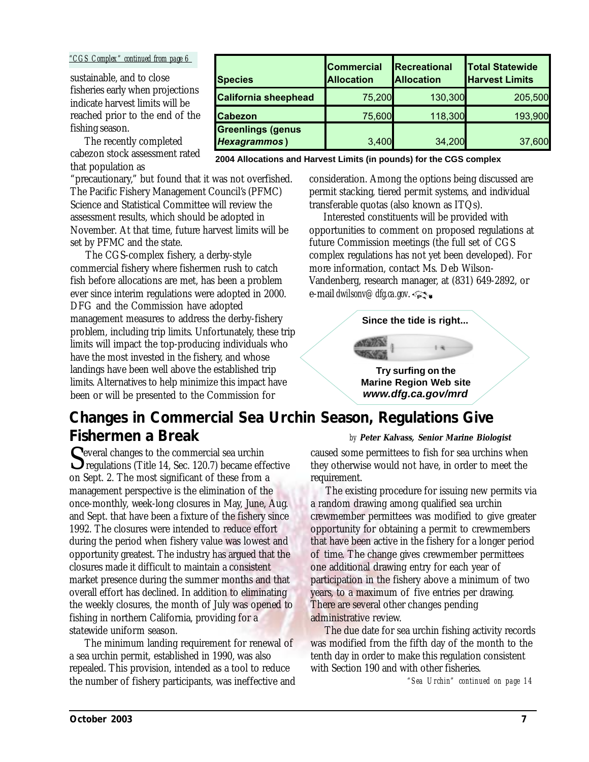*"CGS Complex" continued from page 6*

sustainable, and to close fisheries early when projections indicate harvest limits will be reached prior to the end of the fishing season.

The recently completed cabezon stock assessment rated that population as "precautionary," but found that it was not overfished. The Pacific Fishery Management Council's (PFMC) Science and Statistical Committee will review the assessment results, which should be adopted in November. At that time, future harvest limits will be set by PFMC and the state.

The CGS-complex fishery, a derby-style commercial fishery where fishermen rush to catch fish before allocations are met, has been a problem ever since interim regulations were adopted in 2000. DFG and the Commission have adopted management measures to address the derby-fishery problem, including trip limits. Unfortunately, these trip limits will impact the top-producing individuals who have the most invested in the fishery, and whose landings have been well above the established trip limits. Alternatives to help minimize this impact have been or will be presented to the Commission for consideration. Among the options being discussed are permit stacking, tiered permit systems, and individual transferable quotas (also known as ITQs).

Interested constituents will be provided with opportunities to comment on proposed regulations at future Commission meetings (the full set of CGS complex regulations has not yet been developed). For more information, contact Ms. Deb Wilson-Vandenberg, research manager, at (831) 649-2892, or e-mail *dwilsonv@dfg.ca.gov*.

| Species | Commercial Allocation | Recreational Allocation | Total Statewide Harvest Limits |
|---|---|---|---|
| California sheephead | 75,200 | 130,300 | 205,500 |
| Cabezon | 75,600 | 118,300 | 193,900 |
| Greenlings (genus *Hexagrammos*) | 3,400 | 34,200 | 37,600 |

**2004 Allocations and Harvest Limits (in pounds) for the CGS complex**

**Since the tide is right...**

**Try surfing on the Marine Region Web site**
***www.dfg.ca.gov/mrd***

## Changes in Commercial Sea Urchin Season, Regulations Give Fishermen a Break

*by* ***Peter Kalvass, Senior Marine Biologist***

Several changes to the commercial sea urchin regulations (Title 14, Sec. 120.7) became effective on Sept. 2. The most significant of these from a management perspective is the elimination of the once-monthly, week-long closures in May, June, Aug. and Sept. that have been a fixture of the fishery since 1992. The closures were intended to reduce effort during the period when fishery value was lowest and opportunity greatest. The industry has argued that the closures made it difficult to maintain a consistent market presence during the summer months and that overall effort has declined. In addition to eliminating the weekly closures, the month of July was opened to fishing in northern California, providing for a statewide uniform season.

The minimum landing requirement for renewal of a sea urchin permit, established in 1990, was also repealed. This provision, intended as a tool to reduce the number of fishery participants, was ineffective and caused some permittees to fish for sea urchins when they otherwise would not have, in order to meet the requirement.

The existing procedure for issuing new permits via a random drawing among qualified sea urchin crewmember permittees was modified to give greater opportunity for obtaining a permit to crewmembers that have been active in the fishery for a longer period of time. The change gives crewmember permittees one additional drawing entry for each year of participation in the fishery above a minimum of two years, to a maximum of five entries per drawing. There are several other changes pending administrative review.

The due date for sea urchin fishing activity records was modified from the fifth day of the month to the tenth day in order to make this regulation consistent with Section 190 and with other fisheries.

*"Sea Urchin" continued on page 14*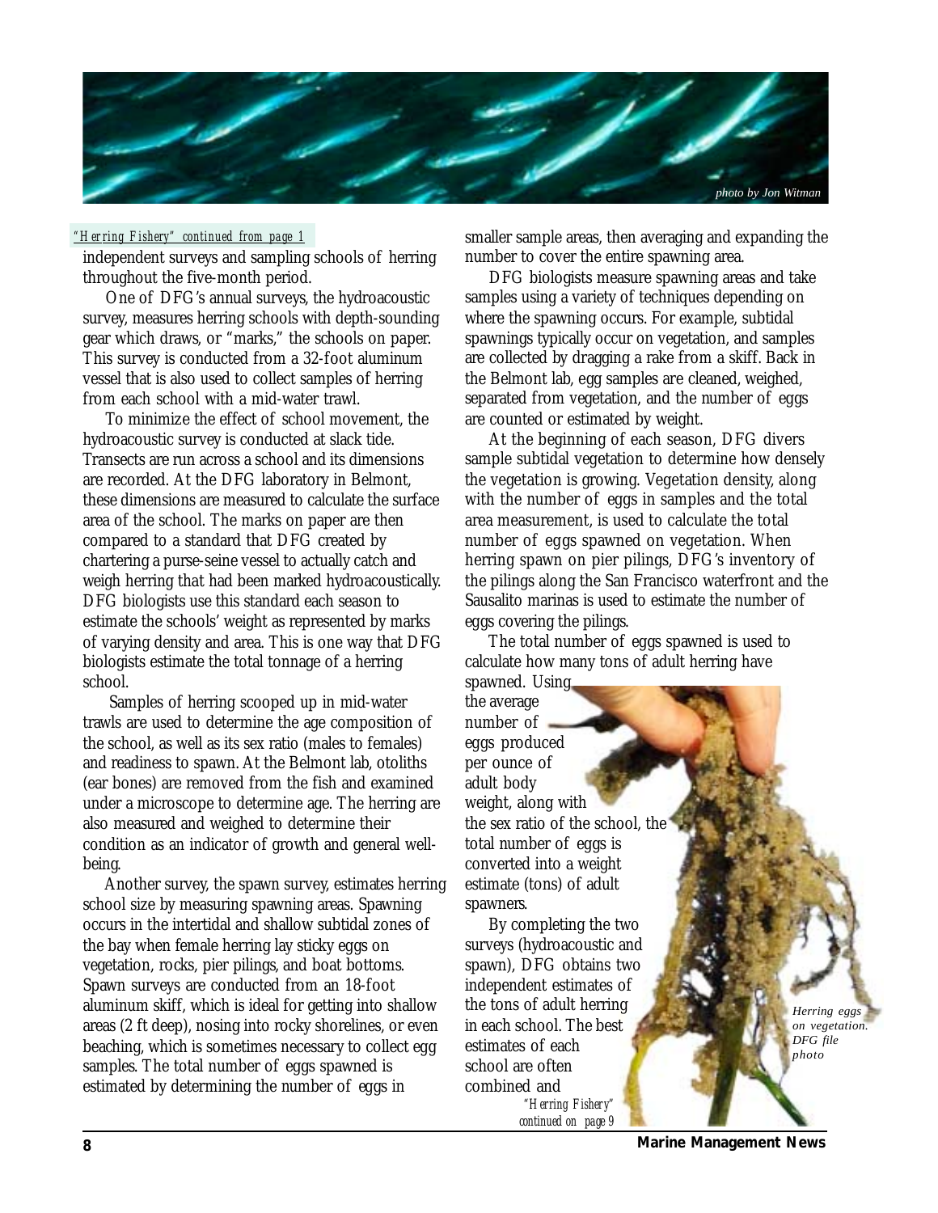*photo by Jon Witman*

*"Herring Fishery" continued from page 1*

independent surveys and sampling schools of herring throughout the five-month period.

One of DFG's annual surveys, the hydroacoustic survey, measures herring schools with depth-sounding gear which draws, or "marks," the schools on paper. This survey is conducted from a 32-foot aluminum vessel that is also used to collect samples of herring from each school with a mid-water trawl.

To minimize the effect of school movement, the hydroacoustic survey is conducted at slack tide. Transects are run across a school and its dimensions are recorded. At the DFG laboratory in Belmont, these dimensions are measured to calculate the surface area of the school. The marks on paper are then compared to a standard that DFG created by chartering a purse-seine vessel to actually catch and weigh herring that had been marked hydroacoustically. DFG biologists use this standard each season to estimate the schools' weight as represented by marks of varying density and area. This is one way that DFG biologists estimate the total tonnage of a herring school.

Samples of herring scooped up in mid-water trawls are used to determine the age composition of the school, as well as its sex ratio (males to females) and readiness to spawn. At the Belmont lab, otoliths (ear bones) are removed from the fish and examined under a microscope to determine age. The herring are also measured and weighed to determine their condition as an indicator of growth and general well-being.

Another survey, the spawn survey, estimates herring school size by measuring spawning areas. Spawning occurs in the intertidal and shallow subtidal zones of the bay when female herring lay sticky eggs on vegetation, rocks, pier pilings, and boat bottoms. Spawn surveys are conducted from an 18-foot aluminum skiff, which is ideal for getting into shallow areas (2 ft deep), nosing into rocky shorelines, or even beaching, which is sometimes necessary to collect egg samples. The total number of eggs spawned is estimated by determining the number of eggs in smaller sample areas, then averaging and expanding the number to cover the entire spawning area.

DFG biologists measure spawning areas and take samples using a variety of techniques depending on where the spawning occurs. For example, subtidal spawnings typically occur on vegetation, and samples are collected by dragging a rake from a skiff. Back in the Belmont lab, egg samples are cleaned, weighed, separated from vegetation, and the number of eggs are counted or estimated by weight.

At the beginning of each season, DFG divers sample subtidal vegetation to determine how densely the vegetation is growing. Vegetation density, along with the number of eggs in samples and the total area measurement, is used to calculate the total number of eggs spawned on vegetation. When herring spawn on pier pilings, DFG's inventory of the pilings along the San Francisco waterfront and the Sausalito marinas is used to estimate the number of eggs covering the pilings.

The total number of eggs spawned is used to calculate how many tons of adult herring have spawned. Using the average number of eggs produced per ounce of adult body weight, along with the sex ratio of the school, the total number of eggs is converted into a weight estimate (tons) of adult spawners.

By completing the two surveys (hydroacoustic and spawn), DFG obtains two independent estimates of the tons of adult herring in each school. The best estimates of each school are often combined and

*"Herring Fishery" continued on page 9*

*Herring eggs on vegetation. DFG file photo*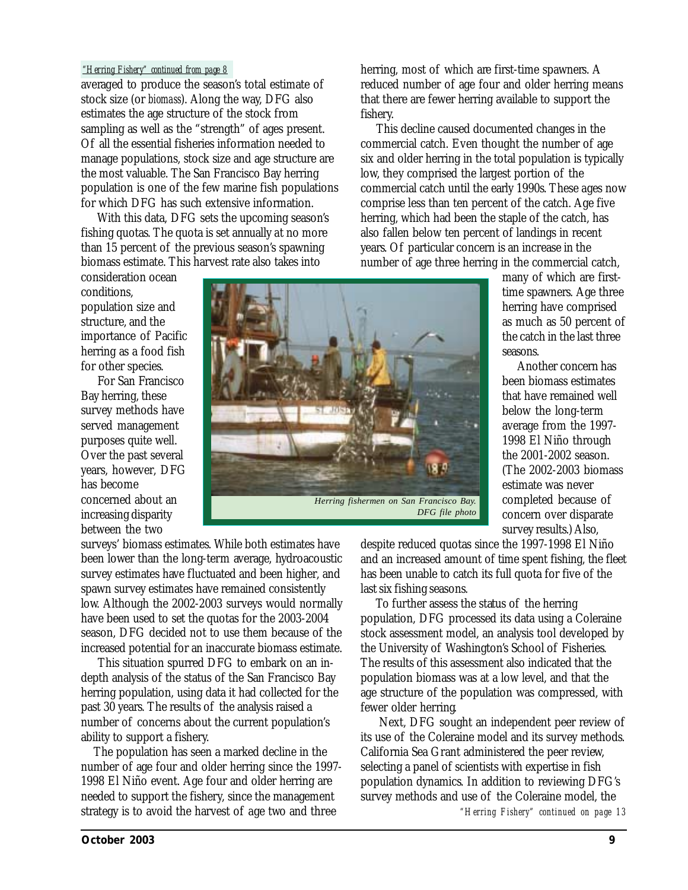*"Herring Fishery" continued from page 8*

averaged to produce the season's total estimate of stock size (or *biomass*). Along the way, DFG also estimates the age structure of the stock from sampling as well as the "strength" of ages present. Of all the essential fisheries information needed to manage populations, stock size and age structure are the most valuable. The San Francisco Bay herring population is one of the few marine fish populations for which DFG has such extensive information.

With this data, DFG sets the upcoming season's fishing quotas. The quota is set annually at no more than 15 percent of the previous season's spawning biomass estimate. This harvest rate also takes into consideration ocean conditions, population size and structure, and the importance of Pacific herring as a food fish for other species.

For San Francisco Bay herring, these survey methods have served management purposes quite well. Over the past several years, however, DFG has become concerned about an increasing disparity between the two surveys' biomass estimates. While both estimates have been lower than the long-term average, hydroacoustic survey estimates have fluctuated and been higher, and spawn survey estimates have remained consistently low. Although the 2002-2003 surveys would normally have been used to set the quotas for the 2003-2004 season, DFG decided not to use them because of the increased potential for an inaccurate biomass estimate.

This situation spurred DFG to embark on an in-depth analysis of the status of the San Francisco Bay herring population, using data it had collected for the past 30 years. The results of the analysis raised a number of concerns about the current population's ability to support a fishery.

The population has seen a marked decline in the number of age four and older herring since the 1997-1998 El Niño event. Age four and older herring are needed to support the fishery, since the management strategy is to avoid the harvest of age two and three herring, most of which are first-time spawners. A reduced number of age four and older herring means that there are fewer herring available to support the fishery.

This decline caused documented changes in the commercial catch. Even thought the number of age six and older herring in the total population is typically low, they comprised the largest portion of the commercial catch until the early 1990s. These ages now comprise less than ten percent of the catch. Age five herring, which had been the staple of the catch, has also fallen below ten percent of landings in recent years. Of particular concern is an increase in the number of age three herring in the commercial catch, many of which are first-time spawners. Age three herring have comprised as much as 50 percent of the catch in the last three seasons.

*Herring fishermen on San Francisco Bay. DFG file photo*

Another concern has been biomass estimates that have remained well below the long-term average from the 1997-1998 El Niño through the 2001-2002 season. (The 2002-2003 biomass estimate was never completed because of concern over disparate survey results.) Also, despite reduced quotas since the 1997-1998 El Niño and an increased amount of time spent fishing, the fleet has been unable to catch its full quota for five of the last six fishing seasons.

To further assess the status of the herring population, DFG processed its data using a Coleraine stock assessment model, an analysis tool developed by the University of Washington's School of Fisheries. The results of this assessment also indicated that the population biomass was at a low level, and that the age structure of the population was compressed, with fewer older herring.

Next, DFG sought an independent peer review of its use of the Coleraine model and its survey methods. California Sea Grant administered the peer review, selecting a panel of scientists with expertise in fish population dynamics. In addition to reviewing DFG's survey methods and use of the Coleraine model, the

*"Herring Fishery" continued on page 13*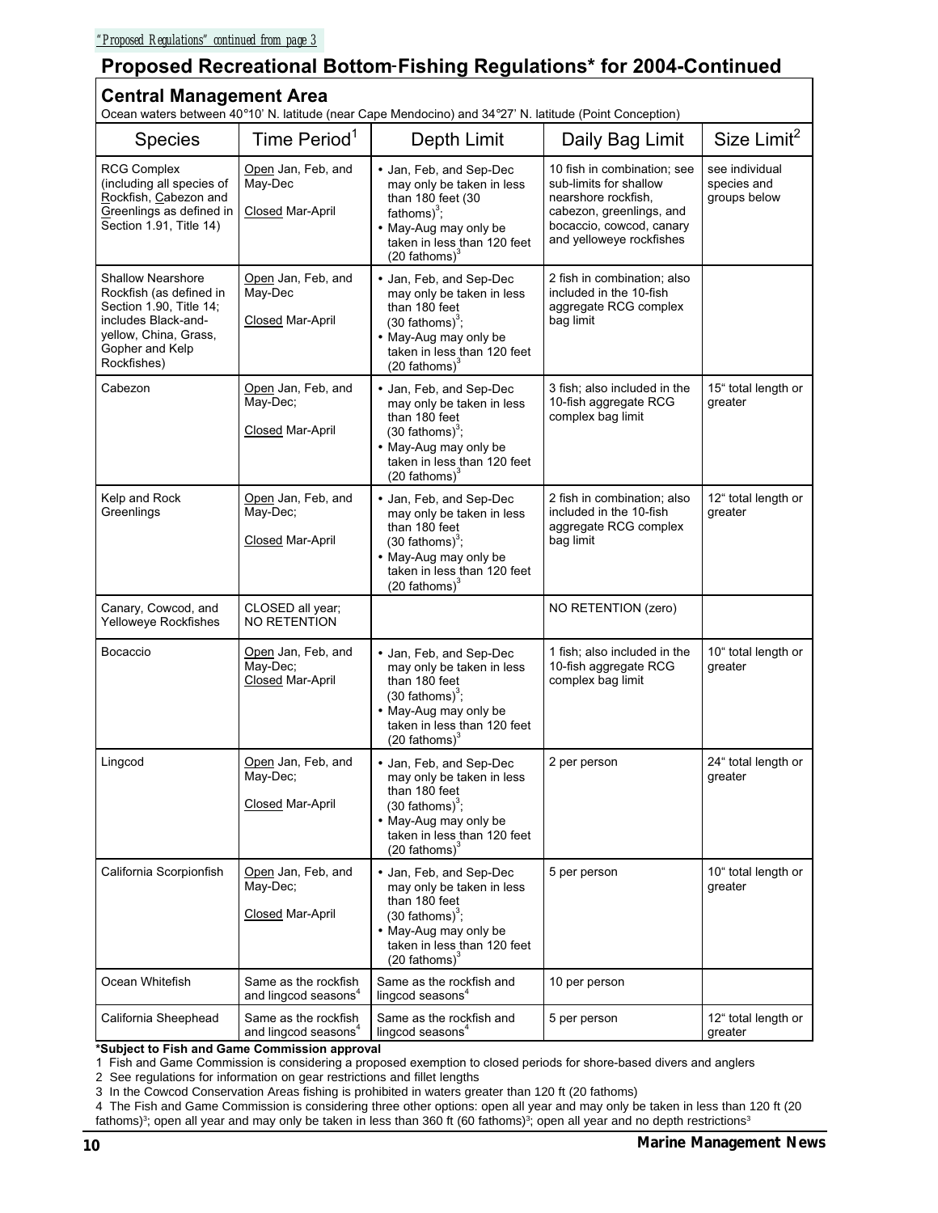*"Proposed Regulations" continued from page 3*

## Proposed Recreational Bottom-Fishing Regulations* for 2004-Continued

### Central Management Area

Ocean waters between 40°10' N. latitude (near Cape Mendocino) and 34°27' N. latitude (Point Conception)

| Species | Time Period[1] | Depth Limit | Daily Bag Limit | Size Limit[2] |
|---|---|---|---|---|
| RCG Complex (including all species of Rockfish, Cabezon and Greenlings as defined in Section 1.91, Title 14) | Open Jan, Feb, and May-Dec<br>Closed Mar-April | • Jan, Feb, and Sep-Dec may only be taken in less than 180 feet (30 fathoms)[3];<br>• May-Aug may only be taken in less than 120 feet (20 fathoms)[3] | 10 fish in combination; see sub-limits for shallow nearshore rockfish, cabezon, greenlings, and bocaccio, cowcod, canary and yelloweye rockfishes | see individual species and groups below |
| Shallow Nearshore Rockfish (as defined in Section 1.90, Title 14; includes Black-and-yellow, China, Grass, Gopher and Kelp Rockfishes) | Open Jan, Feb, and May-Dec<br>Closed Mar-April | • Jan, Feb, and Sep-Dec may only be taken in less than 180 feet (30 fathoms)[3];<br>• May-Aug may only be taken in less than 120 feet (20 fathoms)[3] | 2 fish in combination; also included in the 10-fish aggregate RCG complex bag limit | |
| Cabezon | Open Jan, Feb, and May-Dec;<br>Closed Mar-April | • Jan, Feb, and Sep-Dec may only be taken in less than 180 feet (30 fathoms)[3];<br>• May-Aug may only be taken in less than 120 feet (20 fathoms)[3] | 3 fish; also included in the 10-fish aggregate RCG complex bag limit | 15" total length or greater |
| Kelp and Rock Greenlings | Open Jan, Feb, and May-Dec;<br>Closed Mar-April | • Jan, Feb, and Sep-Dec may only be taken in less than 180 feet (30 fathoms)[3];<br>• May-Aug may only be taken in less than 120 feet (20 fathoms)[3] | 2 fish in combination; also included in the 10-fish aggregate RCG complex bag limit | 12" total length or greater |
| Canary, Cowcod, and Yelloweye Rockfishes | CLOSED all year; NO RETENTION | | NO RETENTION (zero) | |
| Bocaccio | Open Jan, Feb, and May-Dec;<br>Closed Mar-April | • Jan, Feb, and Sep-Dec may only be taken in less than 180 feet (30 fathoms)[3];<br>• May-Aug may only be taken in less than 120 feet (20 fathoms)[3] | 1 fish; also included in the 10-fish aggregate RCG complex bag limit | 10" total length or greater |
| Lingcod | Open Jan, Feb, and May-Dec;<br>Closed Mar-April | • Jan, Feb, and Sep-Dec may only be taken in less than 180 feet (30 fathoms)[3];<br>• May-Aug may only be taken in less than 120 feet (20 fathoms)[3] | 2 per person | 24" total length or greater |
| California Scorpionfish | Open Jan, Feb, and May-Dec;<br>Closed Mar-April | • Jan, Feb, and Sep-Dec may only be taken in less than 180 feet (30 fathoms)[3];<br>• May-Aug may only be taken in less than 120 feet (20 fathoms)[3] | 5 per person | 10" total length or greater |
| Ocean Whitefish | Same as the rockfish and lingcod seasons[4] | Same as the rockfish and lingcod seasons[4] | 10 per person | |
| California Sheephead | Same as the rockfish and lingcod seasons[4] | Same as the rockfish and lingcod seasons[4] | 5 per person | 12" total length or greater |

**\*Subject to Fish and Game Commission approval**

1 Fish and Game Commission is considering a proposed exemption to closed periods for shore-based divers and anglers

2 See regulations for information on gear restrictions and fillet lengths

3 In the Cowcod Conservation Areas fishing is prohibited in waters greater than 120 ft (20 fathoms)

4 The Fish and Game Commission is considering three other options: open all year and may only be taken in less than 120 ft (20 fathoms)[3]; open all year and may only be taken in less than 360 ft (60 fathoms)[3]; open all year and no depth restrictions[3]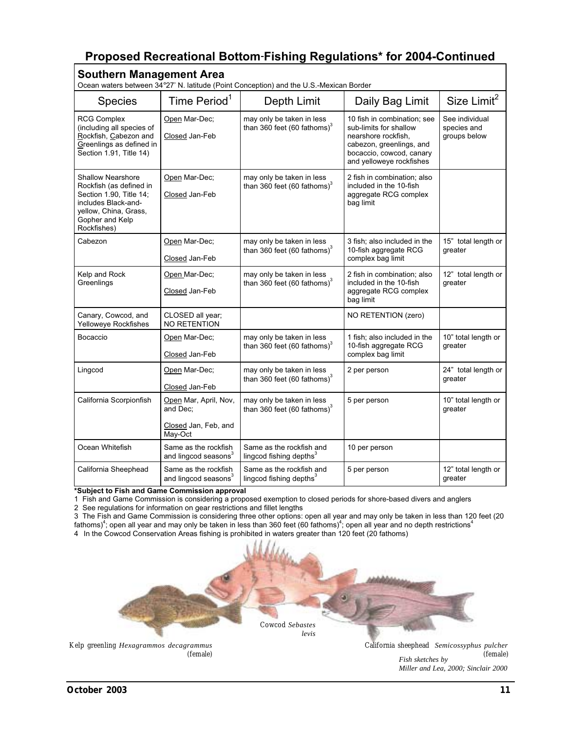## Proposed Recreational Bottom-Fishing Regulations* for 2004-Continued

### Southern Management Area

Ocean waters between 34°27' N. latitude (Point Conception) and the U.S.-Mexican Border

| Species | Time Period[1] | Depth Limit | Daily Bag Limit | Size Limit[2] |
|---|---|---|---|---|
| RCG Complex (including all species of Rockfish, Cabezon and Greenlings as defined in Section 1.91, Title 14) | Open Mar-Dec; Closed Jan-Feb | may only be taken in less than 360 feet (60 fathoms)[3] | 10 fish in combination; see sub-limits for shallow nearshore rockfish, cabezon, greenlings, and bocaccio, cowcod, canary and yelloweye rockfishes | See individual species and groups below |
| Shallow Nearshore Rockfish (as defined in Section 1.90, Title 14; includes Black-and-yellow, China, Grass, Gopher and Kelp Rockfishes) | Open Mar-Dec; Closed Jan-Feb | may only be taken in less than 360 feet (60 fathoms)[3] | 2 fish in combination; also included in the 10-fish aggregate RCG complex bag limit | |
| Cabezon | Open Mar-Dec; Closed Jan-Feb | may only be taken in less than 360 feet (60 fathoms)[3] | 3 fish; also included in the 10-fish aggregate RCG complex bag limit | 15" total length or greater |
| Kelp and Rock Greenlings | Open Mar-Dec; Closed Jan-Feb | may only be taken in less than 360 feet (60 fathoms)[3] | 2 fish in combination; also included in the 10-fish aggregate RCG complex bag limit | 12" total length or greater |
| Canary, Cowcod, and Yelloweye Rockfishes | CLOSED all year; NO RETENTION | | NO RETENTION (zero) | |
| Bocaccio | Open Mar-Dec; Closed Jan-Feb | may only be taken in less than 360 feet (60 fathoms)[3] | 1 fish; also included in the 10-fish aggregate RCG complex bag limit | 10" total length or greater |
| Lingcod | Open Mar-Dec; Closed Jan-Feb | may only be taken in less than 360 feet (60 fathoms)[3] | 2 per person | 24" total length or greater |
| California Scorpionfish | Open Mar, April, Nov, and Dec; Closed Jan, Feb, and May-Oct | may only be taken in less than 360 feet (60 fathoms)[3] | 5 per person | 10" total length or greater |
| Ocean Whitefish | Same as the rockfish and lingcod seasons[3] | Same as the rockfish and lingcod fishing depths[3] | 10 per person | |
| California Sheephead | Same as the rockfish and lingcod seasons[3] | Same as the rockfish and lingcod fishing depths[3] | 5 per person | 12" total length or greater |

**\*Subject to Fish and Game Commission approval**

1 Fish and Game Commission is considering a proposed exemption to closed periods for shore-based divers and anglers

2 See regulations for information on gear restrictions and fillet lengths

3 The Fish and Game Commission is considering three other options: open all year and may only be taken in less than 120 feet (20 fathoms)[4]; open all year and may only be taken in less than 360 feet (60 fathoms)[4]; open all year and no depth restrictions[4]

4 In the Cowcod Conservation Areas fishing is prohibited in waters greater than 120 feet (20 fathoms)

Kelp greenling *Hexagrammos decagrammus* (female)

Cowcod *Sebastes levis*

California sheephead *Semicossyphus pulcher* (female)

*Fish sketches by Miller and Lea, 2000; Sinclair 2000*

October 2003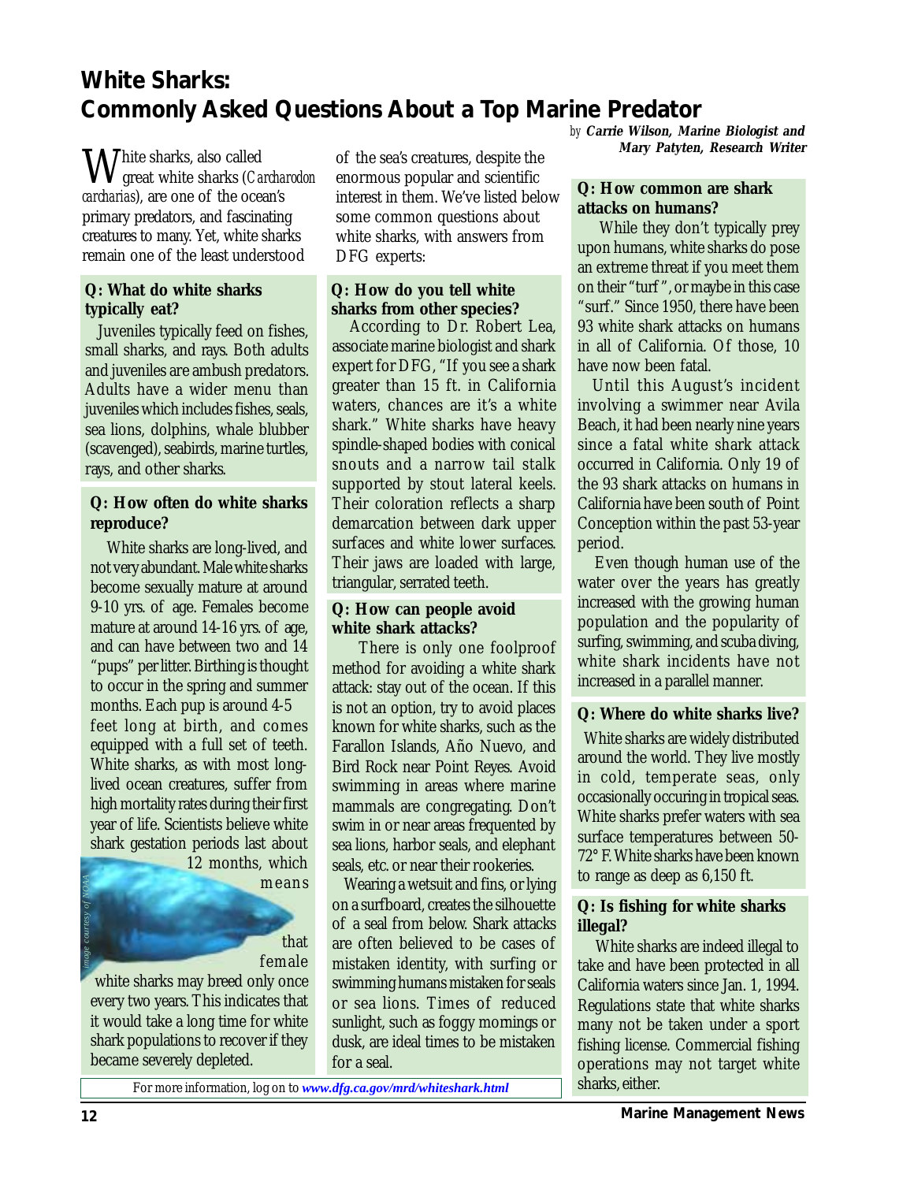# White Sharks: Commonly Asked Questions About a Top Marine Predator

*by* ***Carrie Wilson, Marine Biologist and Mary Patyten, Research Writer***

White sharks, also called great white sharks (*Carcharodon carcharias*), are one of the ocean's primary predators, and fascinating creatures to many. Yet, white sharks remain one of the least understood of the sea's creatures, despite the enormous popular and scientific interest in them. We've listed below some common questions about white sharks, with answers from DFG experts:

**Q: What do white sharks typically eat?**

Juveniles typically feed on fishes, small sharks, and rays. Both adults and juveniles are ambush predators. Adults have a wider menu than juveniles which includes fishes, seals, sea lions, dolphins, whale blubber (scavenged), seabirds, marine turtles, rays, and other sharks.

**Q: How often do white sharks reproduce?**

White sharks are long-lived, and not very abundant. Male white sharks become sexually mature at around 9-10 yrs. of age. Females become mature at around 14-16 yrs. of age, and can have between two and 14 "pups" per litter. Birthing is thought to occur in the spring and summer months. Each pup is around 4-5 feet long at birth, and comes equipped with a full set of teeth. White sharks, as with most long-lived ocean creatures, suffer from high mortality rates during their first year of life. Scientists believe white shark gestation periods last about 12 months, which means that female white sharks may breed only once every two years. This indicates that it would take a long time for white shark populations to recover if they became severely depleted.

*Image courtesy of NOAA*

**Q: How do you tell white sharks from other species?**

According to Dr. Robert Lea, associate marine biologist and shark expert for DFG, "If you see a shark greater than 15 ft. in California waters, chances are it's a white shark." White sharks have heavy spindle-shaped bodies with conical snouts and a narrow tail stalk supported by stout lateral keels. Their coloration reflects a sharp demarcation between dark upper surfaces and white lower surfaces. Their jaws are loaded with large, triangular, serrated teeth.

**Q: How can people avoid white shark attacks?**

There is only one foolproof method for avoiding a white shark attack: stay out of the ocean. If this is not an option, try to avoid places known for white sharks, such as the Farallon Islands, Año Nuevo, and Bird Rock near Point Reyes. Avoid swimming in areas where marine mammals are congregating. Don't swim in or near areas frequented by sea lions, harbor seals, and elephant seals, etc. or near their rookeries.

Wearing a wetsuit and fins, or lying on a surfboard, creates the silhouette of a seal from below. Shark attacks are often believed to be cases of mistaken identity, with surfing or swimming humans mistaken for seals or sea lions. Times of reduced sunlight, such as foggy mornings or dusk, are ideal times to be mistaken for a seal.

For more information, log on to ***www.dfg.ca.gov/mrd/whiteshark.html***

**Q: How common are shark attacks on humans?**

While they don't typically prey upon humans, white sharks do pose an extreme threat if you meet them on their "turf", or maybe in this case "surf." Since 1950, there have been 93 white shark attacks on humans in all of California. Of those, 10 have now been fatal.

Until this August's incident involving a swimmer near Avila Beach, it had been nearly nine years since a fatal white shark attack occurred in California. Only 19 of the 93 shark attacks on humans in California have been south of Point Conception within the past 53-year period.

Even though human use of the water over the years has greatly increased with the growing human population and the popularity of surfing, swimming, and scuba diving, white shark incidents have not increased in a parallel manner.

**Q: Where do white sharks live?**

White sharks are widely distributed around the world. They live mostly in cold, temperate seas, only occasionally occuring in tropical seas. White sharks prefer waters with sea surface temperatures between 50-72° F. White sharks have been known to range as deep as 6,150 ft.

**Q: Is fishing for white sharks illegal?**

White sharks are indeed illegal to take and have been protected in all California waters since Jan. 1, 1994. Regulations state that white sharks many not be taken under a sport fishing license. Commercial fishing operations may not target white sharks, either.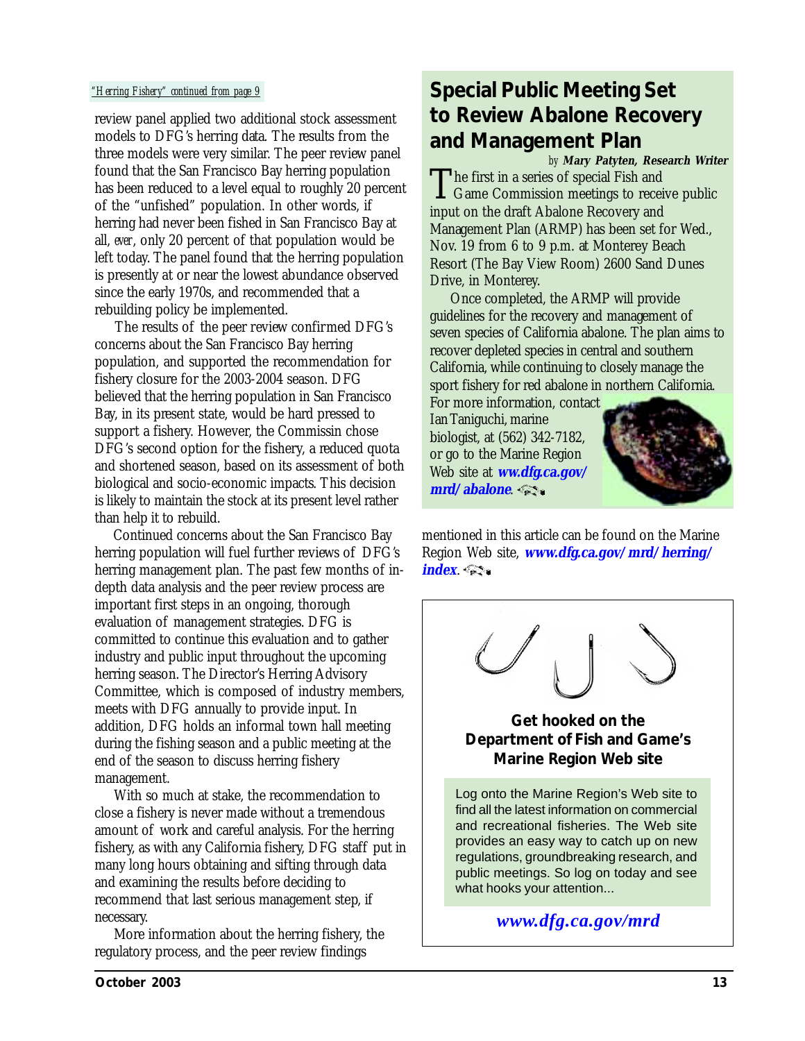*"Herring Fishery" continued from page 9*

review panel applied two additional stock assessment models to DFG's herring data. The results from the three models were very similar. The peer review panel found that the San Francisco Bay herring population has been reduced to a level equal to roughly 20 percent of the "unfished" population. In other words, if herring had never been fished in San Francisco Bay at all, *ever*, only 20 percent of that population would be left today. The panel found that the herring population is presently at or near the lowest abundance observed since the early 1970s, and recommended that a rebuilding policy be implemented.

The results of the peer review confirmed DFG's concerns about the San Francisco Bay herring population, and supported the recommendation for fishery closure for the 2003-2004 season. DFG believed that the herring population in San Francisco Bay, in its present state, would be hard pressed to support a fishery. However, the Commission chose DFG's second option for the fishery, a reduced quota and shortened season, based on its assessment of both biological and socio-economic impacts. This decision is likely to maintain the stock at its present level rather than help it to rebuild.

Continued concerns about the San Francisco Bay herring population will fuel further reviews of DFG's herring management plan. The past few months of in-depth data analysis and the peer review process are important first steps in an ongoing, thorough evaluation of management strategies. DFG is committed to continue this evaluation and to gather industry and public input throughout the upcoming herring season. The Director's Herring Advisory Committee, which is composed of industry members, meets with DFG annually to provide input. In addition, DFG holds an informal town hall meeting during the fishing season and a public meeting at the end of the season to discuss herring fishery management.

With so much at stake, the recommendation to close a fishery is never made without a tremendous amount of work and careful analysis. For the herring fishery, as with any California fishery, DFG staff put in many long hours obtaining and sifting through data and examining the results before deciding to recommend that last serious management step, if necessary.

More information about the herring fishery, the regulatory process, and the peer review findings mentioned in this article can be found on the Marine Region Web site, ***www.dfg.ca.gov/mrd/herring/index***.

## Special Public Meeting Set to Review Abalone Recovery and Management Plan

*by* ***Mary Patyten, Research Writer***

The first in a series of special Fish and Game Commission meetings to receive public input on the draft Abalone Recovery and Management Plan (ARMP) has been set for Wed., Nov. 19 from 6 to 9 p.m. at Monterey Beach Resort (The Bay View Room) 2600 Sand Dunes Drive, in Monterey.

Once completed, the ARMP will provide guidelines for the recovery and management of seven species of California abalone. The plan aims to recover depleted species in central and southern California, while continuing to closely manage the sport fishery for red abalone in northern California. For more information, contact Ian Taniguchi, marine biologist, at (562) 342-7182, or go to the Marine Region Web site at ***ww.dfg.ca.gov/mrd/abalone***.

**Get hooked on the Department of Fish and Game's Marine Region Web site**

Log onto the Marine Region's Web site to find all the latest information on commercial and recreational fisheries. The Web site provides an easy way to catch up on new regulations, groundbreaking research, and public meetings. So log on today and see what hooks your attention...

***www.dfg.ca.gov/mrd***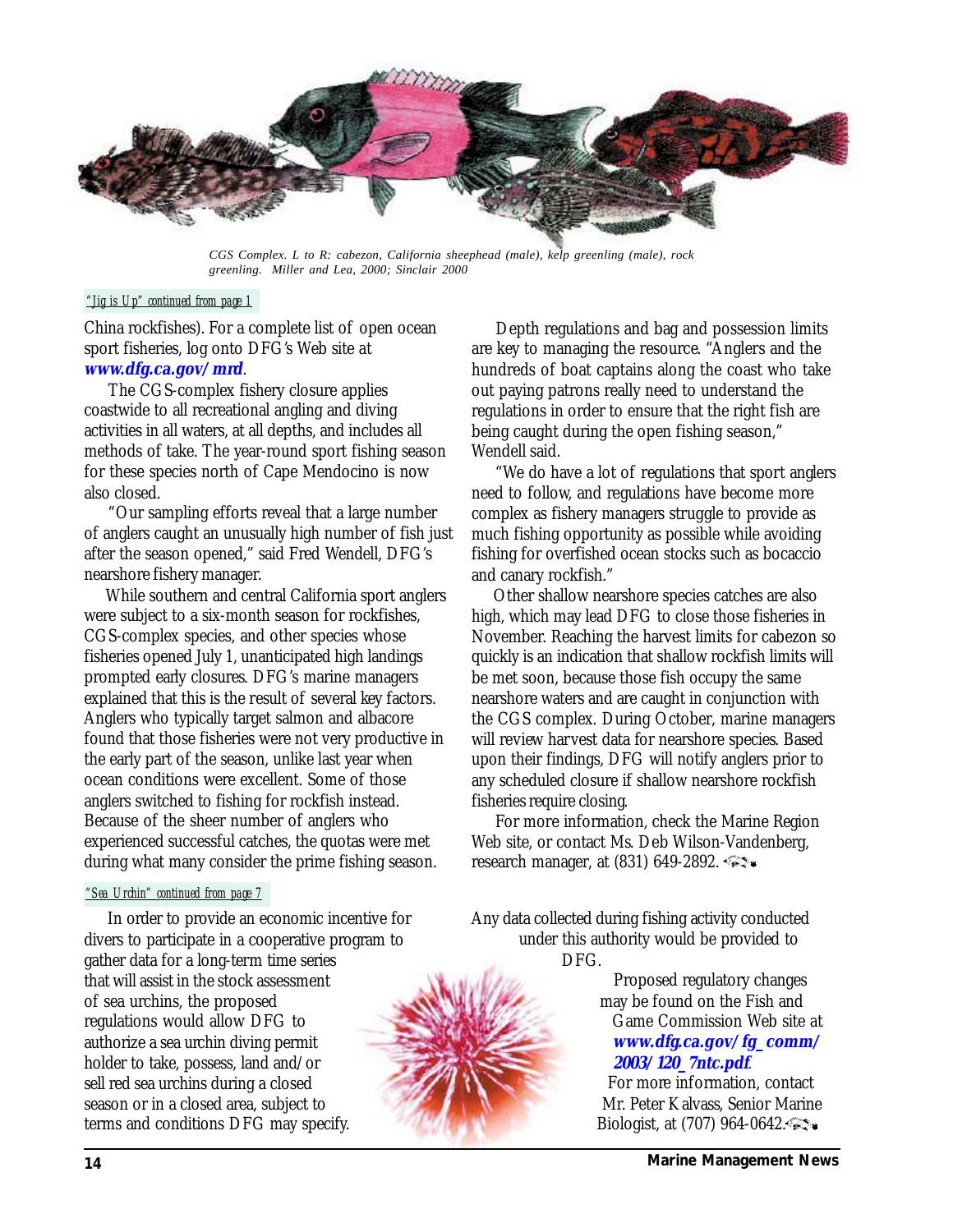CGS Complex. L to R: cabezon, California sheephead (male), kelp greenling (male), rock greenling. Miller and Lea, 2000; Sinclair 2000

*"Jig is Up" continued from page 1*

China rockfishes). For a complete list of open ocean sport fisheries, log onto DFG's Web site at **www.dfg.ca.gov/mrd**.

The CGS-complex fishery closure applies coastwide to all recreational angling and diving activities in all waters, at all depths, and includes all methods of take. The year-round sport fishing season for these species north of Cape Mendocino is now also closed.

"Our sampling efforts reveal that a large number of anglers caught an unusually high number of fish just after the season opened," said Fred Wendell, DFG's nearshore fishery manager.

While southern and central California sport anglers were subject to a six-month season for rockfishes, CGS-complex species, and other species whose fisheries opened July 1, unanticipated high landings prompted early closures. DFG's marine managers explained that this is the result of several key factors. Anglers who typically target salmon and albacore found that those fisheries were not very productive in the early part of the season, unlike last year when ocean conditions were excellent. Some of those anglers switched to fishing for rockfish instead. Because of the sheer number of anglers who experienced successful catches, the quotas were met during what many consider the prime fishing season.

Depth regulations and bag and possession limits are key to managing the resource. "Anglers and the hundreds of boat captains along the coast who take out paying patrons really need to understand the regulations in order to ensure that the right fish are being caught during the open fishing season," Wendell said.

"We do have a lot of regulations that sport anglers need to follow, and regulations have become more complex as fishery managers struggle to provide as much fishing opportunity as possible while avoiding fishing for overfished ocean stocks such as bocaccio and canary rockfish."

Other shallow nearshore species catches are also high, which may lead DFG to close those fisheries in November. Reaching the harvest limits for cabezon so quickly is an indication that shallow rockfish limits will be met soon, because those fish occupy the same nearshore waters and are caught in conjunction with the CGS complex. During October, marine managers will review harvest data for nearshore species. Based upon their findings, DFG will notify anglers prior to any scheduled closure if shallow nearshore rockfish fisheries require closing.

For more information, check the Marine Region Web site, or contact Ms. Deb Wilson-Vandenberg, research manager, at (831) 649-2892.

*"Sea Urchin" continued from page 7*

In order to provide an economic incentive for divers to participate in a cooperative program to gather data for a long-term time series that will assist in the stock assessment of sea urchins, the proposed regulations would allow DFG to authorize a sea urchin diving permit holder to take, possess, land and/or sell red sea urchins during a closed season or in a closed area, subject to terms and conditions DFG may specify. Any data collected during fishing activity conducted under this authority would be provided to DFG.

Proposed regulatory changes may be found on the Fish and Game Commission Web site at **www.dfg.ca.gov/fg_comm/2003/120_7ntc.pdf**.

For more information, contact Mr. Peter Kalvass, Senior Marine Biologist, at (707) 964-0642.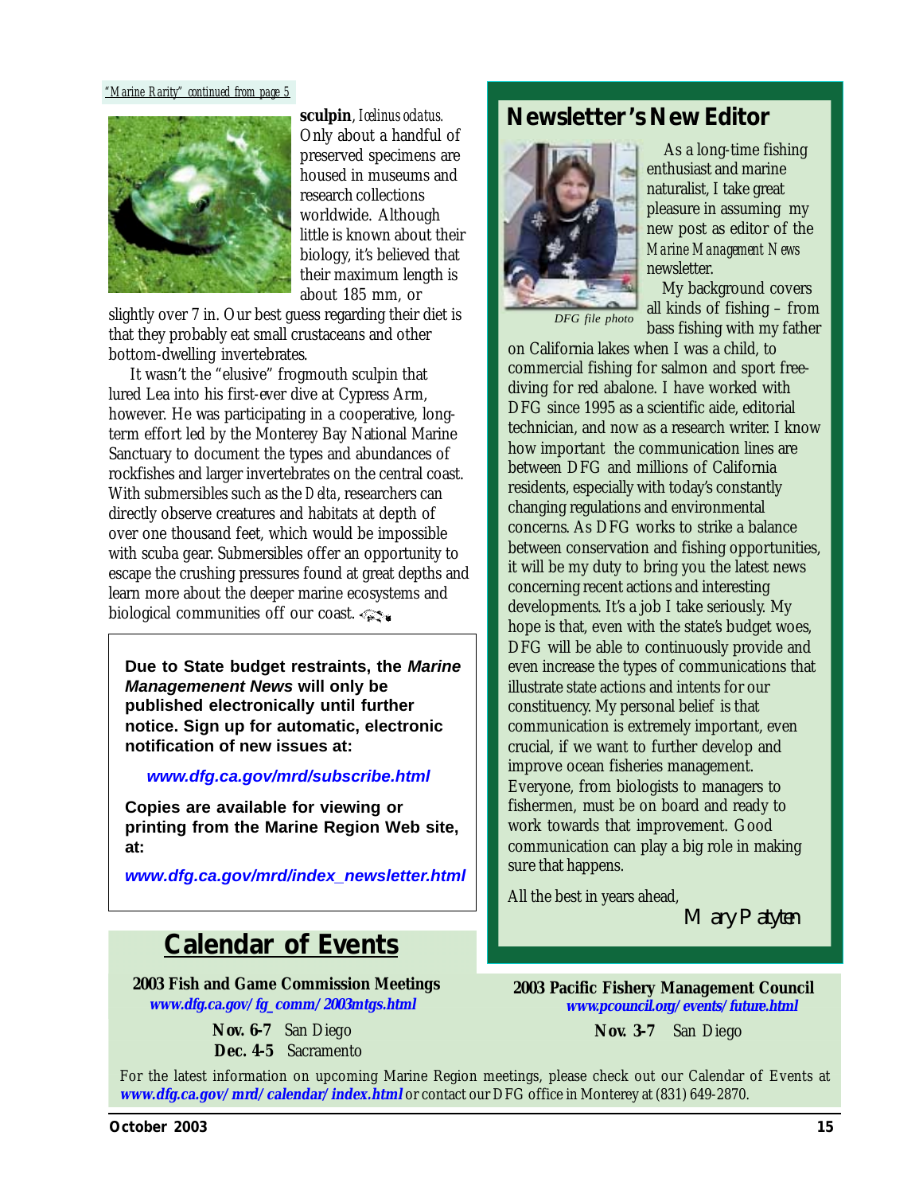*"Marine Rarity" continued from page 5*

**sculpin**, *Icelinus oculatus.* Only about a handful of preserved specimens are housed in museums and research collections worldwide. Although little is known about their biology, it's believed that their maximum length is about 185 mm, or slightly over 7 in. Our best guess regarding their diet is that they probably eat small crustaceans and other bottom-dwelling invertebrates.

It wasn't the "elusive" frogmouth sculpin that lured Lea into his first-ever dive at Cypress Arm, however. He was participating in a cooperative, long-term effort led by the Monterey Bay National Marine Sanctuary to document the types and abundances of rockfishes and larger invertebrates on the central coast. With submersibles such as the *Delta*, researchers can directly observe creatures and habitats at depth of over one thousand feet, which would be impossible with scuba gear. Submersibles offer an opportunity to escape the crushing pressures found at great depths and learn more about the deeper marine ecosystems and biological communities off our coast.

**Due to State budget restraints, the *Marine Managemenent News* will only be published electronically until further notice. Sign up for automatic, electronic notification of new issues at:**

***www.dfg.ca.gov/mrd/subscribe.html***

**Copies are available for viewing or printing from the Marine Region Web site, at:**

***www.dfg.ca.gov/mrd/index_newsletter.html***

## Newsletter's New Editor

*DFG file photo*

As a long-time fishing enthusiast and marine naturalist, I take great pleasure in assuming my new post as editor of the *Marine Management News* newsletter.

My background covers all kinds of fishing – from bass fishing with my father on California lakes when I was a child, to commercial fishing for salmon and sport free-diving for red abalone. I have worked with DFG since 1995 as a scientific aide, editorial technician, and now as a research writer. I know how important the communication lines are between DFG and millions of California residents, especially with today's constantly changing regulations and environmental concerns. As DFG works to strike a balance between conservation and fishing opportunities, it will be my duty to bring you the latest news concerning recent actions and interesting developments. It's a job I take seriously. My hope is that, even with the state's budget woes, DFG will be able to continuously provide and even increase the types of communications that illustrate state actions and intents for our constituency. My personal belief is that communication is extremely important, even crucial, if we want to further develop and improve ocean fisheries management. Everyone, from biologists to managers to fishermen, must be on board and ready to work towards that improvement. Good communication can play a big role in making sure that happens.

All the best in years ahead,

*Mary Patyten*

## Calendar of Events

**2003 Fish and Game Commission Meetings**
***www.dfg.ca.gov/fg_comm/2003mtgs.html***

**Nov. 6-7** San Diego
**Dec. 4-5** Sacramento

**2003 Pacific Fishery Management Council**
***www.pcouncil.org/events/future.html***

**Nov. 3-7** San Diego

For the latest information on upcoming Marine Region meetings, please check out our Calendar of Events at ***www.dfg.ca.gov/mrd/calendar/index.html*** or contact our DFG office in Monterey at (831) 649-2870.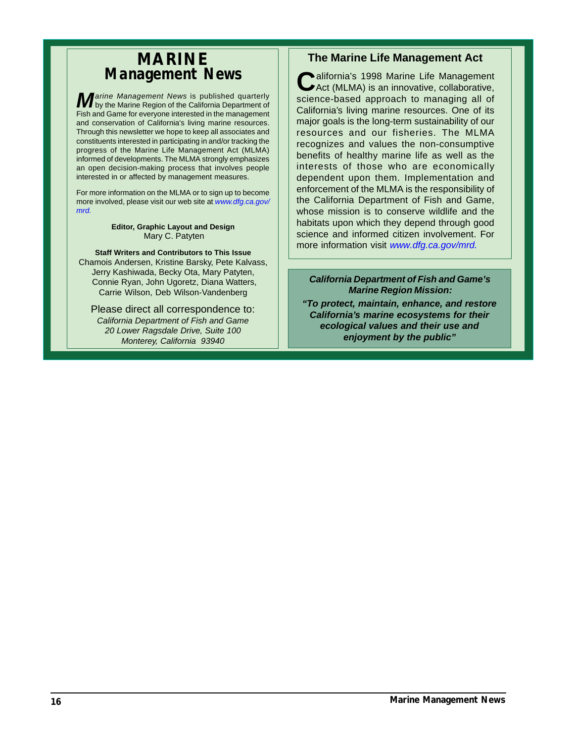# MARINE Management News

***M****arine Management News* is published quarterly by the Marine Region of the California Department of Fish and Game for everyone interested in the management and conservation of California's living marine resources. Through this newsletter we hope to keep all associates and constituents interested in participating in and/or tracking the progress of the Marine Life Management Act (MLMA) informed of developments. The MLMA strongly emphasizes an open decision-making process that involves people interested in or affected by management measures.

For more information on the MLMA or to sign up to become more involved, please visit our web site at *www.dfg.ca.gov/mrd.*

**Editor, Graphic Layout and Design**
Mary C. Patyten

**Staff Writers and Contributors to This Issue**
Chamois Andersen, Kristine Barsky, Pete Kalvass, Jerry Kashiwada, Becky Ota, Mary Patyten, Connie Ryan, John Ugoretz, Diana Watters, Carrie Wilson, Deb Wilson-Vandenberg

Please direct all correspondence to:
*California Department of Fish and Game*
*20 Lower Ragsdale Drive, Suite 100*
*Monterey, California 93940*

## The Marine Life Management Act

California's 1998 Marine Life Management Act (MLMA) is an innovative, collaborative, science-based approach to managing all of California's living marine resources. One of its major goals is the long-term sustainability of our resources and our fisheries. The MLMA recognizes and values the non-consumptive benefits of healthy marine life as well as the interests of those who are economically dependent upon them. Implementation and enforcement of the MLMA is the responsibility of the California Department of Fish and Game, whose mission is to conserve wildlife and the habitats upon which they depend through good science and informed citizen involvement. For more information visit *www.dfg.ca.gov/mrd.*

***California Department of Fish and Game's Marine Region Mission:***

***"To protect, maintain, enhance, and restore California's marine ecosystems for their ecological values and their use and enjoyment by the public"***